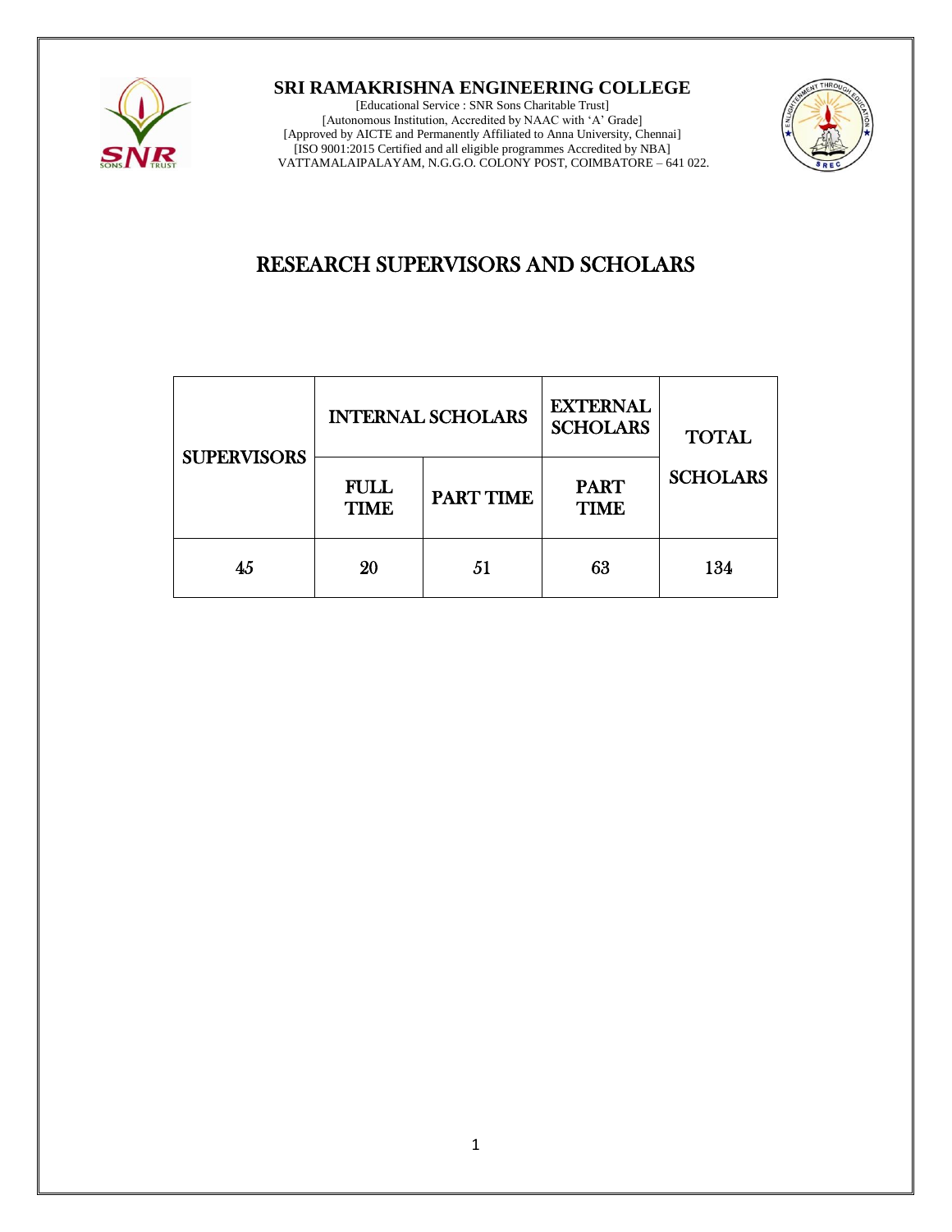# SRI RAMAKRISHNA ENGINEERING COLLEGE

[Educational Service : SNR Sons Charitable Trust]
[Autonomous Institution, Accredited by NAAC with 'A' Grade]
[Approved by AICTE and Permanently Affiliated to Anna University, Chennai]
[ISO 9001:2015 Certified and all eligible programmes Accredited by NBA]
VATTAMALAIPALAYAM, N.G.G.O. COLONY POST, COIMBATORE – 641 022.

## RESEARCH SUPERVISORS AND SCHOLARS

| SUPERVISORS | INTERNAL SCHOLARS | | EXTERNAL SCHOLARS | TOTAL SCHOLARS |
|---|---|---|---|---|
| | FULL TIME | PART TIME | PART TIME | |
| 45 | 20 | 51 | 63 | 134 |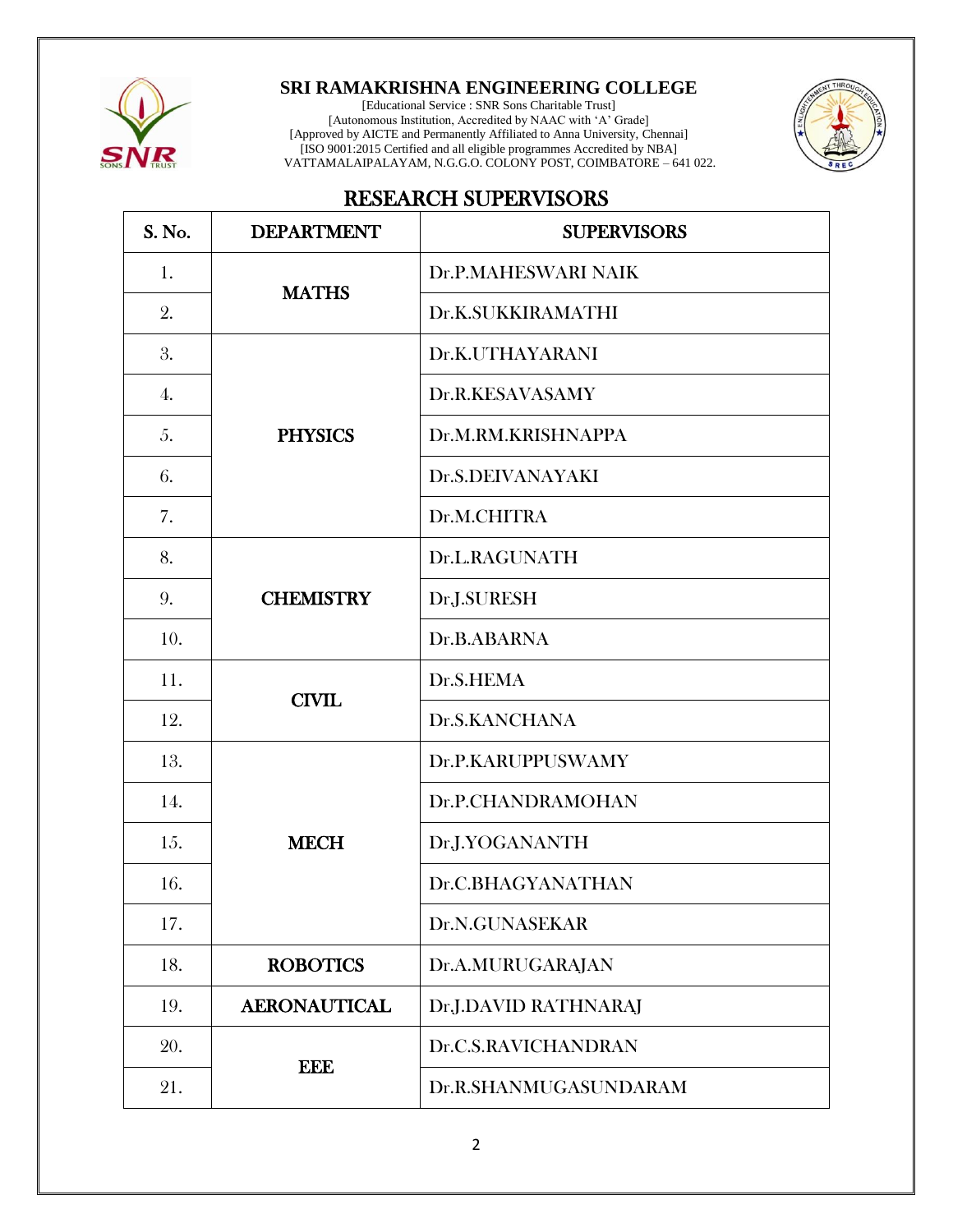**SRI RAMAKRISHNA ENGINEERING COLLEGE**

[Educational Service : SNR Sons Charitable Trust]
[Autonomous Institution, Accredited by NAAC with 'A' Grade]
[Approved by AICTE and Permanently Affiliated to Anna University, Chennai]
[ISO 9001:2015 Certified and all eligible programmes Accredited by NBA]
VATTAMALAIPALAYAM, N.G.G.O. COLONY POST, COIMBATORE – 641 022.

## RESEARCH SUPERVISORS

| S. No. | DEPARTMENT | SUPERVISORS |
|---|---|---|
| 1. | MATHS | Dr.P.MAHESWARI NAIK |
| 2. | | Dr.K.SUKKIRAMATHI |
| 3. | PHYSICS | Dr.K.UTHAYARANI |
| 4. | | Dr.R.KESAVASAMY |
| 5. | | Dr.M.RM.KRISHNAPPA |
| 6. | | Dr.S.DEIVANAYAKI |
| 7. | | Dr.M.CHITRA |
| 8. | CHEMISTRY | Dr.L.RAGUNATH |
| 9. | | Dr.J.SURESH |
| 10. | | Dr.B.ABARNA |
| 11. | CIVIL | Dr.S.HEMA |
| 12. | | Dr.S.KANCHANA |
| 13. | MECH | Dr.P.KARUPPUSWAMY |
| 14. | | Dr.P.CHANDRAMOHAN |
| 15. | | Dr.J.YOGANANTH |
| 16. | | Dr.C.BHAGYANATHAN |
| 17. | | Dr.N.GUNASEKAR |
| 18. | ROBOTICS | Dr.A.MURUGARAJAN |
| 19. | AERONAUTICAL | Dr.J.DAVID RATHNARAJ |
| 20. | EEE | Dr.C.S.RAVICHANDRAN |
| 21. | | Dr.R.SHANMUGASUNDARAM |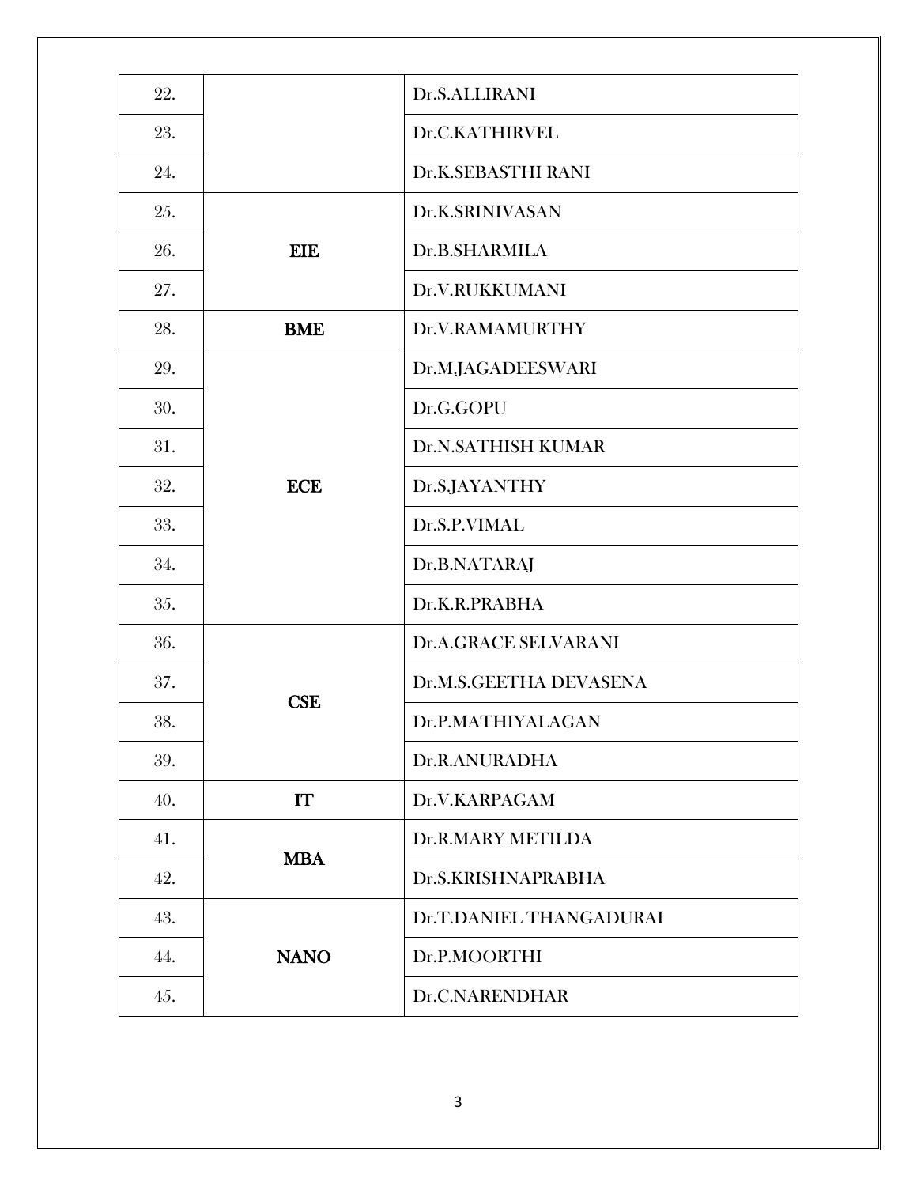| | | |
|---|---|---|
| 22. | | Dr.S.ALLIRANI |
| 23. | | Dr.C.KATHIRVEL |
| 24. | | Dr.K.SEBASTHI RANI |
| 25. | **EIE** | Dr.K.SRINIVASAN |
| 26. | | Dr.B.SHARMILA |
| 27. | | Dr.V.RUKKUMANI |
| 28. | **BME** | Dr.V.RAMAMURTHY |
| 29. | **ECE** | Dr.M.JAGADEESWARI |
| 30. | | Dr.G.GOPU |
| 31. | | Dr.N.SATHISH KUMAR |
| 32. | | Dr.S.JAYANTHY |
| 33. | | Dr.S.P.VIMAL |
| 34. | | Dr.B.NATARAJ |
| 35. | | Dr.K.R.PRABHA |
| 36. | **CSE** | Dr.A.GRACE SELVARANI |
| 37. | | Dr.M.S.GEETHA DEVASENA |
| 38. | | Dr.P.MATHIYALAGAN |
| 39. | | Dr.R.ANURADHA |
| 40. | **IT** | Dr.V.KARPAGAM |
| 41. | **MBA** | Dr.R.MARY METILDA |
| 42. | | Dr.S.KRISHNAPRABHA |
| 43. | **NANO** | Dr.T.DANIEL THANGADURAI |
| 44. | | Dr.P.MOORTHI |
| 45. | | Dr.C.NARENDHAR |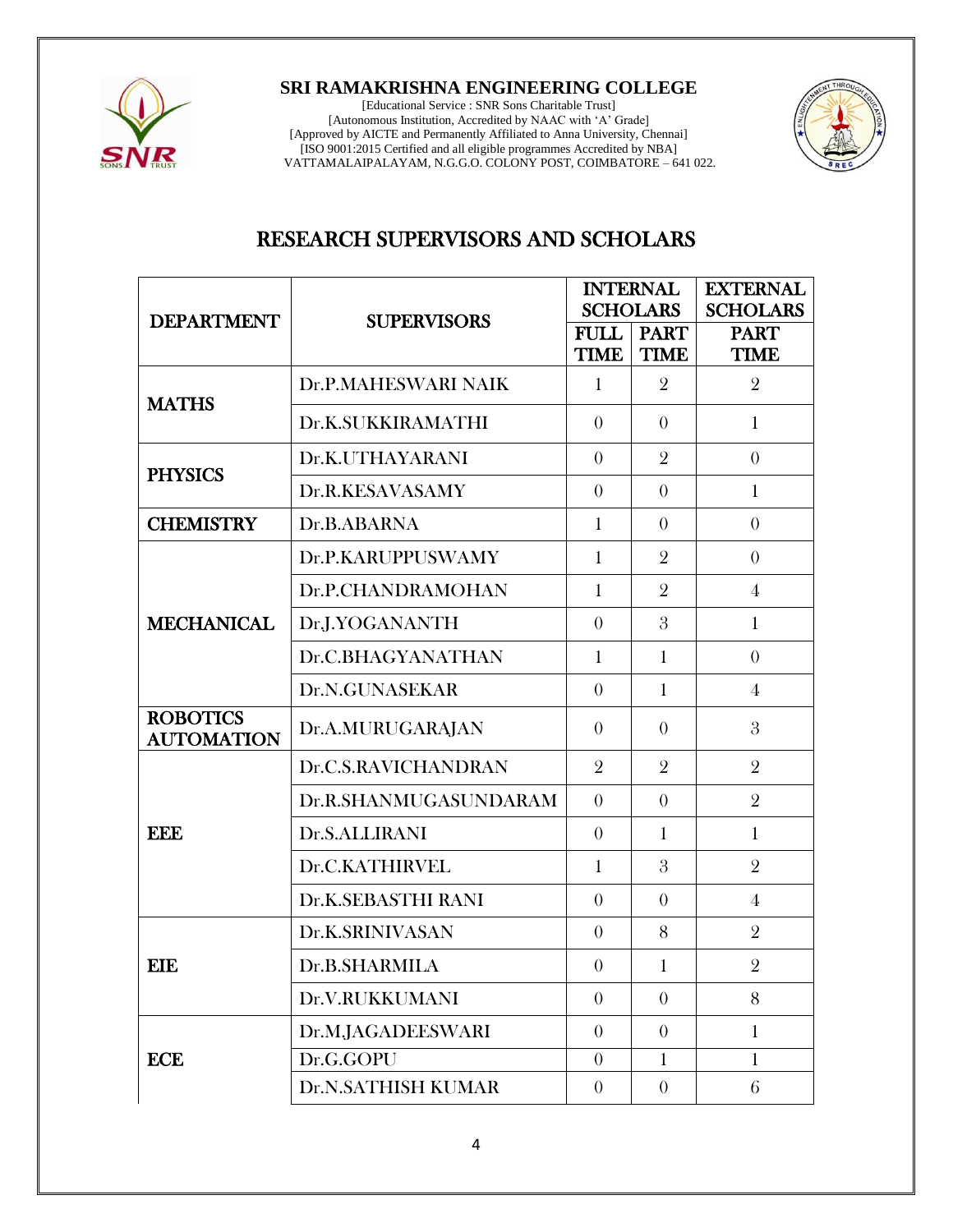## SRI RAMAKRISHNA ENGINEERING COLLEGE

[Educational Service : SNR Sons Charitable Trust]
[Autonomous Institution, Accredited by NAAC with 'A' Grade]
[Approved by AICTE and Permanently Affiliated to Anna University, Chennai]
[ISO 9001:2015 Certified and all eligible programmes Accredited by NBA]
VATTAMALAIPALAYAM, N.G.G.O. COLONY POST, COIMBATORE – 641 022.

# RESEARCH SUPERVISORS AND SCHOLARS

| DEPARTMENT | SUPERVISORS | INTERNAL SCHOLARS | | EXTERNAL SCHOLARS |
|---|---|---|---|---|
| | | FULL TIME | PART TIME | PART TIME |
| MATHS | Dr.P.MAHESWARI NAIK | 1 | 2 | 2 |
| | Dr.K.SUKKIRAMATHI | 0 | 0 | 1 |
| PHYSICS | Dr.K.UTHAYARANI | 0 | 2 | 0 |
| | Dr.R.KESAVASAMY | 0 | 0 | 1 |
| CHEMISTRY | Dr.B.ABARNA | 1 | 0 | 0 |
| MECHANICAL | Dr.P.KARUPPUSWAMY | 1 | 2 | 0 |
| | Dr.P.CHANDRAMOHAN | 1 | 2 | 4 |
| | Dr.J.YOGANANTH | 0 | 3 | 1 |
| | Dr.C.BHAGYANATHAN | 1 | 1 | 0 |
| | Dr.N.GUNASEKAR | 0 | 1 | 4 |
| ROBOTICS AUTOMATION | Dr.A.MURUGARAJAN | 0 | 0 | 3 |
| EEE | Dr.C.S.RAVICHANDRAN | 2 | 2 | 2 |
| | Dr.R.SHANMUGASUNDARAM | 0 | 0 | 2 |
| | Dr.S.ALLIRANI | 0 | 1 | 1 |
| | Dr.C.KATHIRVEL | 1 | 3 | 2 |
| | Dr.K.SEBASTHI RANI | 0 | 0 | 4 |
| EIE | Dr.K.SRINIVASAN | 0 | 8 | 2 |
| | Dr.B.SHARMILA | 0 | 1 | 2 |
| | Dr.V.RUKKUMANI | 0 | 0 | 8 |
| ECE | Dr.M.JAGADEESWARI | 0 | 0 | 1 |
| | Dr.G.GOPU | 0 | 1 | 1 |
| | Dr.N.SATHISH KUMAR | 0 | 0 | 6 |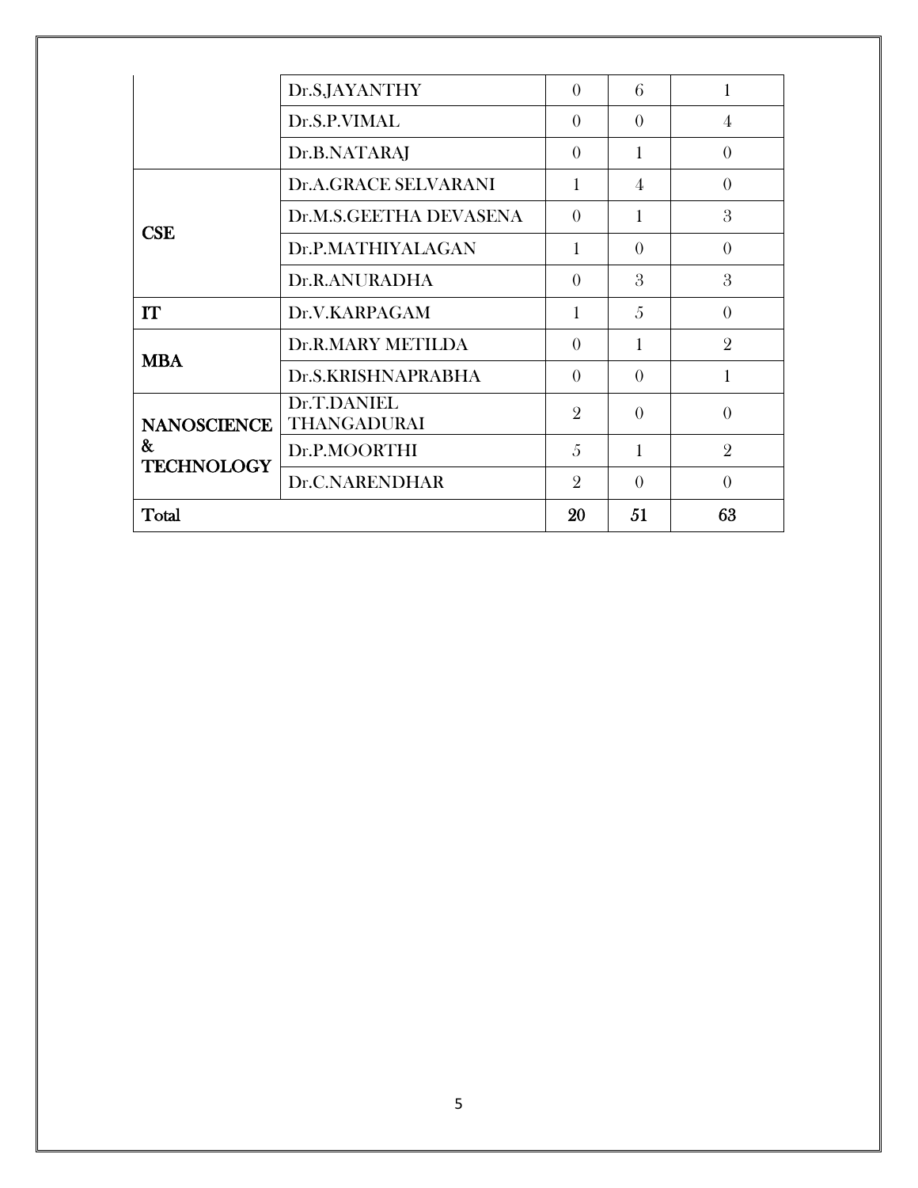| | | | | |
|---|---|---|---|---|
| | Dr.S.JAYANTHY | 0 | 6 | 1 |
| | Dr.S.P.VIMAL | 0 | 0 | 4 |
| | Dr.B.NATARAJ | 0 | 1 | 0 |
| **CSE** | Dr.A.GRACE SELVARANI | 1 | 4 | 0 |
| | Dr.M.S.GEETHA DEVASENA | 0 | 1 | 3 |
| | Dr.P.MATHIYALAGAN | 1 | 0 | 0 |
| | Dr.R.ANURADHA | 0 | 3 | 3 |
| **IT** | Dr.V.KARPAGAM | 1 | 5 | 0 |
| **MBA** | Dr.R.MARY METILDA | 0 | 1 | 2 |
| | Dr.S.KRISHNAPRABHA | 0 | 0 | 1 |
| **NANOSCIENCE & TECHNOLOGY** | Dr.T.DANIEL THANGADURAI | 2 | 0 | 0 |
| | Dr.P.MOORTHI | 5 | 1 | 2 |
| | Dr.C.NARENDHAR | 2 | 0 | 0 |
| **Total** | | **20** | **51** | **63** |